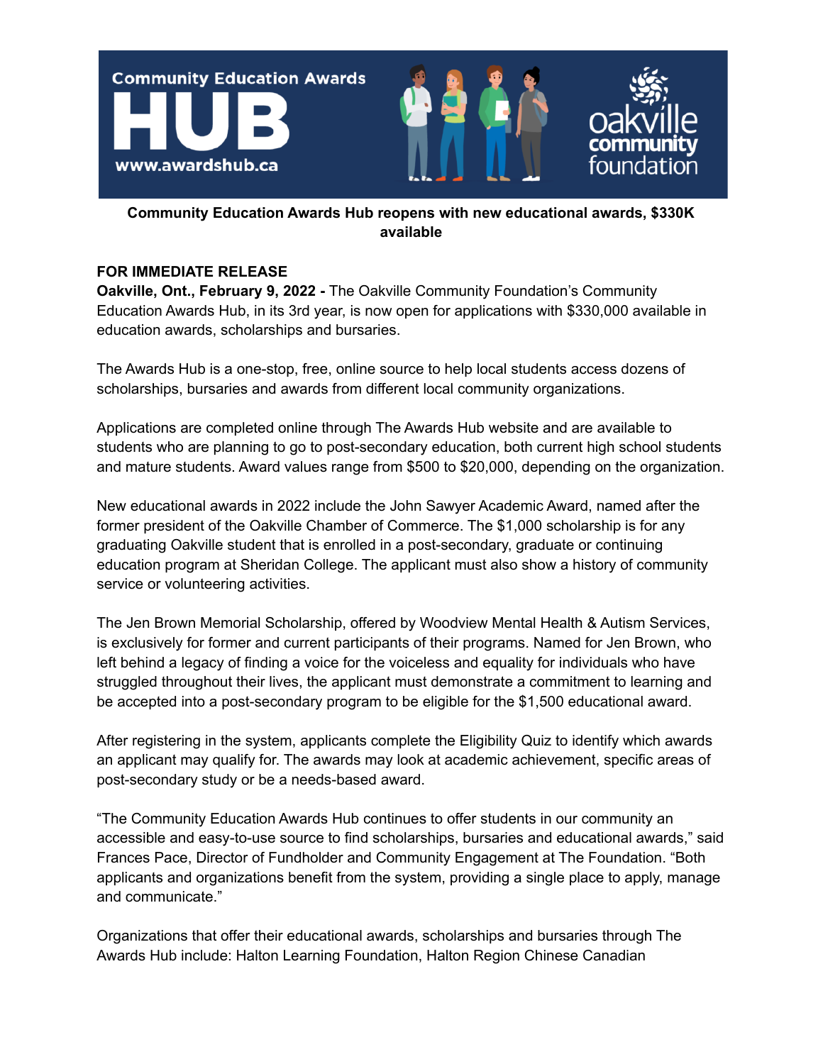**Community Education Awards Hub reopens with new educational awards, $330K available**

**FOR IMMEDIATE RELEASE**

**Oakville, Ont., February 9, 2022 -** The Oakville Community Foundation's Community Education Awards Hub, in its 3rd year, is now open for applications with $330,000 available in education awards, scholarships and bursaries.

The Awards Hub is a one-stop, free, online source to help local students access dozens of scholarships, bursaries and awards from different local community organizations.

Applications are completed online through The Awards Hub website and are available to students who are planning to go to post-secondary education, both current high school students and mature students. Award values range from $500 to $20,000, depending on the organization.

New educational awards in 2022 include the John Sawyer Academic Award, named after the former president of the Oakville Chamber of Commerce. The $1,000 scholarship is for any graduating Oakville student that is enrolled in a post-secondary, graduate or continuing education program at Sheridan College. The applicant must also show a history of community service or volunteering activities.

The Jen Brown Memorial Scholarship, offered by Woodview Mental Health & Autism Services, is exclusively for former and current participants of their programs. Named for Jen Brown, who left behind a legacy of finding a voice for the voiceless and equality for individuals who have struggled throughout their lives, the applicant must demonstrate a commitment to learning and be accepted into a post-secondary program to be eligible for the $1,500 educational award.

After registering in the system, applicants complete the Eligibility Quiz to identify which awards an applicant may qualify for. The awards may look at academic achievement, specific areas of post-secondary study or be a needs-based award.

"The Community Education Awards Hub continues to offer students in our community an accessible and easy-to-use source to find scholarships, bursaries and educational awards," said Frances Pace, Director of Fundholder and Community Engagement at The Foundation. "Both applicants and organizations benefit from the system, providing a single place to apply, manage and communicate."

Organizations that offer their educational awards, scholarships and bursaries through The Awards Hub include: Halton Learning Foundation, Halton Region Chinese Canadian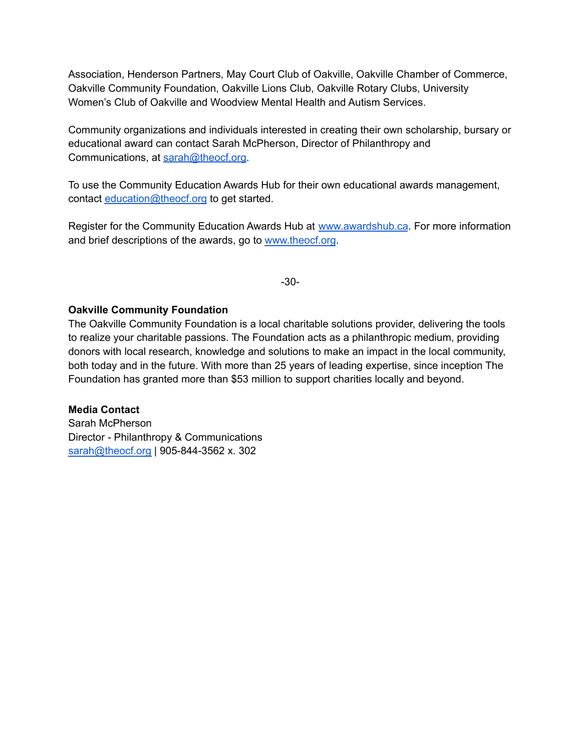Association, Henderson Partners, May Court Club of Oakville, Oakville Chamber of Commerce, Oakville Community Foundation, Oakville Lions Club, Oakville Rotary Clubs, University Women's Club of Oakville and Woodview Mental Health and Autism Services.

Community organizations and individuals interested in creating their own scholarship, bursary or educational award can contact Sarah McPherson, Director of Philanthropy and Communications, at sarah@theocf.org.

To use the Community Education Awards Hub for their own educational awards management, contact education@theocf.org to get started.

Register for the Community Education Awards Hub at www.awardshub.ca. For more information and brief descriptions of the awards, go to www.theocf.org.

-30-

**Oakville Community Foundation**
The Oakville Community Foundation is a local charitable solutions provider, delivering the tools to realize your charitable passions. The Foundation acts as a philanthropic medium, providing donors with local research, knowledge and solutions to make an impact in the local community, both today and in the future. With more than 25 years of leading expertise, since inception The Foundation has granted more than $53 million to support charities locally and beyond.

**Media Contact**
Sarah McPherson
Director - Philanthropy & Communications
sarah@theocf.org | 905-844-3562 x. 302